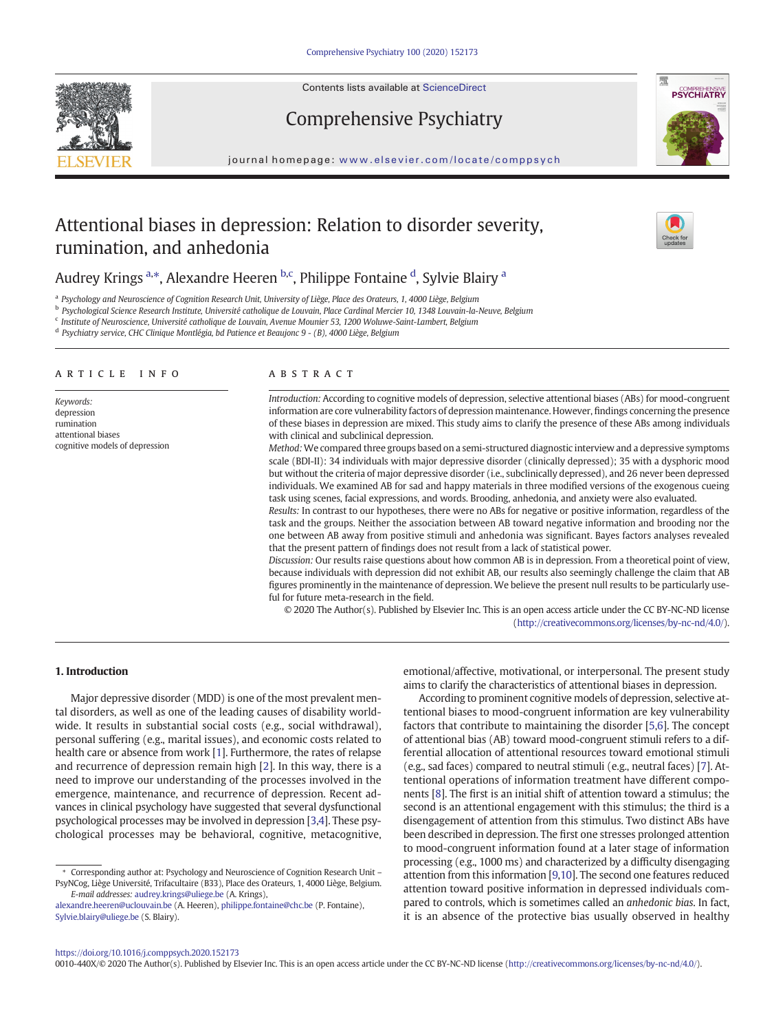# Attentional biases in depression: Relation to disorder severity, rumination, and anhedonia

Audrey Krings [a,*], Alexandre Heeren [b,c], Philippe Fontaine [d], Sylvie Blairy [a]

[a] Psychology and Neuroscience of Cognition Research Unit, University of Liège, Place des Orateurs, 1, 4000 Liège, Belgium
[b] Psychological Science Research Institute, Université catholique de Louvain, Place Cardinal Mercier 10, 1348 Louvain-la-Neuve, Belgium
[c] Institute of Neuroscience, Université catholique de Louvain, Avenue Mounier 53, 1200 Woluwe-Saint-Lambert, Belgium
[d] Psychiatry service, CHC Clinique Montlégia, bd Patience et Beaujonc 9 - (B), 4000 Liège, Belgium

## ARTICLE INFO

*Keywords:*
depression
rumination
attentional biases
cognitive models of depression

## ABSTRACT

*Introduction:* According to cognitive models of depression, selective attentional biases (ABs) for mood-congruent information are core vulnerability factors of depression maintenance. However, findings concerning the presence of these biases in depression are mixed. This study aims to clarify the presence of these ABs among individuals with clinical and subclinical depression.

*Method:* We compared three groups based on a semi-structured diagnostic interview and a depressive symptoms scale (BDI-II): 34 individuals with major depressive disorder (clinically depressed); 35 with a dysphoric mood but without the criteria of major depressive disorder (i.e., subclinically depressed), and 26 never been depressed individuals. We examined AB for sad and happy materials in three modified versions of the exogenous cueing task using scenes, facial expressions, and words. Brooding, anhedonia, and anxiety were also evaluated.

*Results:* In contrast to our hypotheses, there were no ABs for negative or positive information, regardless of the task and the groups. Neither the association between AB toward negative information and brooding nor the one between AB away from positive stimuli and anhedonia was significant. Bayes factors analyses revealed that the present pattern of findings does not result from a lack of statistical power.

*Discussion:* Our results raise questions about how common AB is in depression. From a theoretical point of view, because individuals with depression did not exhibit AB, our results also seemingly challenge the claim that AB figures prominently in the maintenance of depression. We believe the present null results to be particularly useful for future meta-research in the field.

© 2020 The Author(s). Published by Elsevier Inc. This is an open access article under the CC BY-NC-ND license (http://creativecommons.org/licenses/by-nc-nd/4.0/).

## 1. Introduction

Major depressive disorder (MDD) is one of the most prevalent mental disorders, as well as one of the leading causes of disability worldwide. It results in substantial social costs (e.g., social withdrawal), personal suffering (e.g., marital issues), and economic costs related to health care or absence from work [1]. Furthermore, the rates of relapse and recurrence of depression remain high [2]. In this way, there is a need to improve our understanding of the processes involved in the emergence, maintenance, and recurrence of depression. Recent advances in clinical psychology have suggested that several dysfunctional psychological processes may be involved in depression [3,4]. These psychological processes may be behavioral, cognitive, metacognitive, emotional/affective, motivational, or interpersonal. The present study aims to clarify the characteristics of attentional biases in depression.

According to prominent cognitive models of depression, selective attentional biases to mood-congruent information are key vulnerability factors that contribute to maintaining the disorder [5,6]. The concept of attentional bias (AB) toward mood-congruent stimuli refers to a differential allocation of attentional resources toward emotional stimuli (e.g., sad faces) compared to neutral stimuli (e.g., neutral faces) [7]. Attentional operations of information treatment have different components [8]. The first is an initial shift of attention toward a stimulus; the second is an attentional engagement with this stimulus; the third is a disengagement of attention from this stimulus. Two distinct ABs have been described in depression. The first one stresses prolonged attention to mood-congruent information found at a later stage of information processing (e.g., 1000 ms) and characterized by a difficulty disengaging attention from this information [9,10]. The second one features reduced attention toward positive information in depressed individuals compared to controls, which is sometimes called an *anhedonic bias*. In fact, it is an absence of the protective bias usually observed in healthy

* Corresponding author at: Psychology and Neuroscience of Cognition Research Unit – PsyNCog, Liège Université, Trifacultaire (B33), Place des Orateurs, 1, 4000 Liège, Belgium.
*E-mail addresses:* audrey.krings@uliege.be (A. Krings), alexandre.heeren@uclouvain.be (A. Heeren), philippe.fontaine@chc.be (P. Fontaine), Sylvie.blairy@uliege.be (S. Blairy).

https://doi.org/10.1016/j.comppsych.2020.152173
0010-440X/© 2020 The Author(s). Published by Elsevier Inc. This is an open access article under the CC BY-NC-ND license (http://creativecommons.org/licenses/by-nc-nd/4.0/).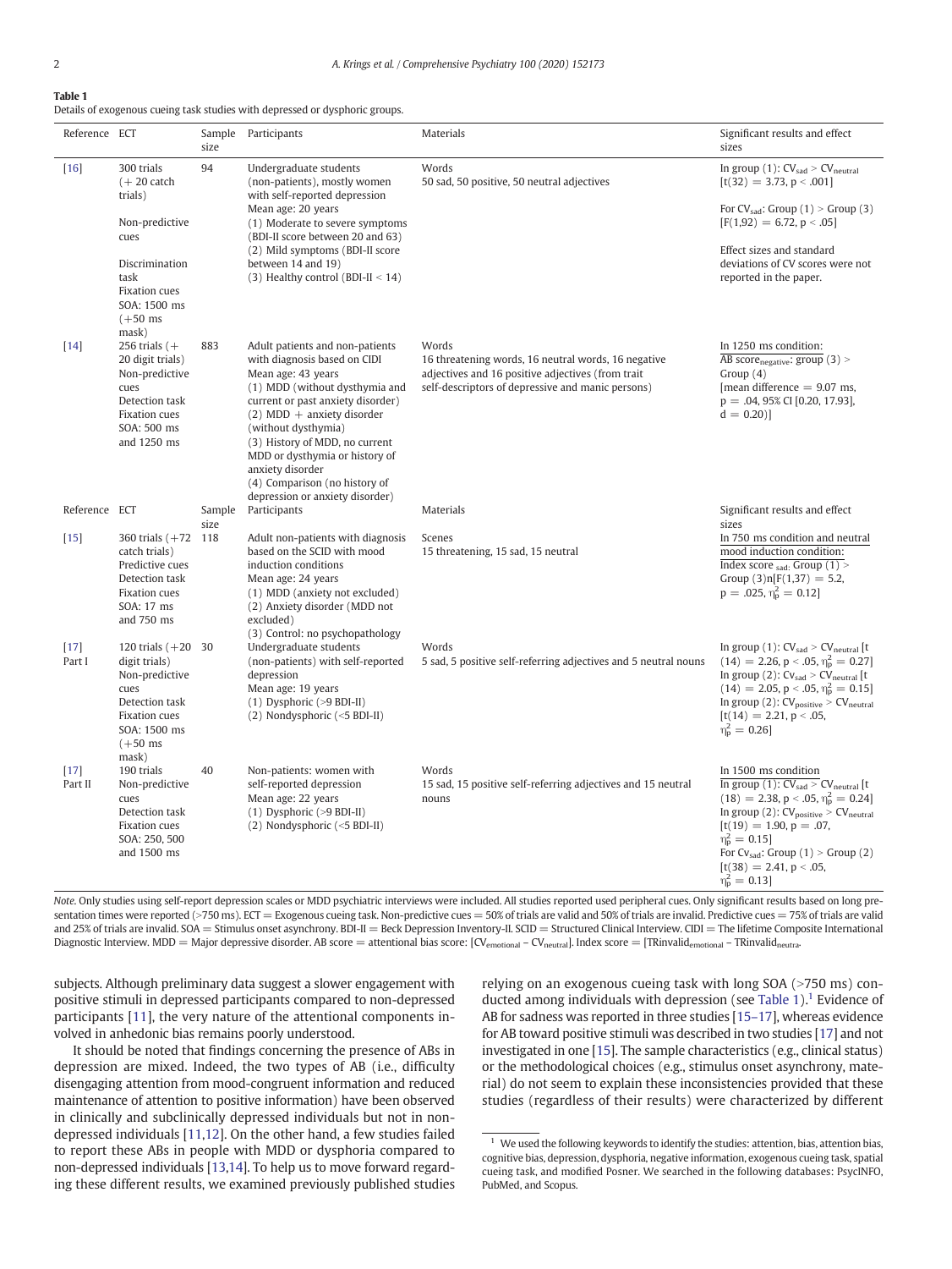**Table 1**
Details of exogenous cueing task studies with depressed or dysphoric groups.

| Reference | ECT | Sample size | Participants | Materials | Significant results and effect sizes |
|---|---|---|---|---|---|
| [16] | 300 trials (+ 20 catch trials)<br>Non-predictive cues<br>Discrimination task<br>Fixation cues<br>SOA: 1500 ms (+50 ms mask) | 94 | Undergraduate students (non-patients), mostly women with self-reported depression<br>Mean age: 20 years<br>(1) Moderate to severe symptoms (BDI-II score between 20 and 63)<br>(2) Mild symptoms (BDI-II score between 14 and 19)<br>(3) Healthy control (BDI-II < 14) | Words<br>50 sad, 50 positive, 50 neutral adjectives | In group (1): $CV_{sad} > CV_{neutral}$ [$t(32) = 3.73, p < .001$]<br>For $CV_{sad}$: Group (1) > Group (3) [$F(1,92) = 6.72, p < .05$]<br>Effect sizes and standard deviations of CV scores were not reported in the paper. |
| [14] | 256 trials (+ 20 digit trials)<br>Non-predictive cues<br>Detection task<br>Fixation cues<br>SOA: 500 ms and 1250 ms | 883 | Adult patients and non-patients with diagnosis based on CIDI<br>Mean age: 43 years<br>(1) MDD (without dysthymia and current or past anxiety disorder)<br>(2) MDD + anxiety disorder (without dysthymia)<br>(3) History of MDD, no current MDD or dysthymia or history of anxiety disorder<br>(4) Comparison (no history of depression or anxiety disorder) | Words<br>16 threatening words, 16 neutral words, 16 negative adjectives and 16 positive adjectives (from trait self-descriptors of depressive and manic persons) | In 1250 ms condition:<br>AB $score_{negative}$: group (3) > Group (4)<br>[mean difference = 9.07 ms, $p = .04$, 95% CI [0.20, 17.93], $d = 0.20$)] |
| [15] | 360 trials (+72 catch trials)<br>Predictive cues<br>Detection task<br>Fixation cues<br>SOA: 17 ms and 750 ms | 118 | Adult non-patients with diagnosis based on the SCID with mood induction conditions<br>Mean age: 24 years<br>(1) MDD (anxiety not excluded)<br>(2) Anxiety disorder (MDD not excluded)<br>(3) Control: no psychopathology | Scenes<br>15 threatening, 15 sad, 15 neutral | In 750 ms condition and neutral mood induction condition:<br>Index score $_{sad}$: Group (1) > Group (3)n[$F(1,37) = 5.2$, $p = .025$, $\eta^2_p = 0.12$] |
| [17] Part I | 120 trials (+20 digit trials)<br>Non-predictive cues<br>Detection task<br>Fixation cues<br>SOA: 1500 ms (+50 ms mask) | 30 | Undergraduate students (non-patients) with self-reported depression<br>Mean age: 19 years<br>(1) Dysphoric (>9 BDI-II)<br>(2) Nondysphoric (<5 BDI-II) | Words<br>5 sad, 5 positive self-referring adjectives and 5 neutral nouns | In group (1): $CV_{sad} > CV_{neutral}$ [$t(14) = 2.26, p < .05, \eta^2_p = 0.27$]<br>In group (2): $Cv_{sad} > CV_{neutral}$ [$t(14) = 2.05, p < .05, \eta^2_p = 0.15$]<br>In group (2): $CV_{positive} > CV_{neutral}$ [$t(14) = 2.21, p < .05$, $\eta^2_p = 0.26$] |
| [17] Part II | 190 trials<br>Non-predictive cues<br>Detection task<br>Fixation cues<br>SOA: 250, 500 and 1500 ms | 40 | Non-patients: women with self-reported depression<br>Mean age: 22 years<br>(1) Dysphoric (>9 BDI-II)<br>(2) Nondysphoric (<5 BDI-II) | Words<br>15 sad, 15 positive self-referring adjectives and 15 neutral nouns | In 1500 ms condition<br>In group (1): $CV_{sad} > CV_{neutral}$ [$t(18) = 2.38, p < .05, \eta^2_p = 0.24$]<br>In group (2): $CV_{positive} > CV_{neutral}$ [$t(19) = 1.90, p = .07$, $\eta^2_p = 0.15$]<br>For $Cv_{sad}$: Group (1) > Group (2) [$t(38) = 2.41, p < .05$, $\eta^2_p = 0.13$] |

*Note.* Only studies using self-report depression scales or MDD psychiatric interviews were included. All studies reported used peripheral cues. Only significant results based on long presentation times were reported (>750 ms). ECT = Exogenous cueing task. Non-predictive cues = 50% of trials are valid and 50% of trials are invalid. Predictive cues = 75% of trials are valid and 25% of trials are invalid. SOA = Stimulus onset asynchrony. BDI-II = Beck Depression Inventory-II. SCID = Structured Clinical Interview. CIDI = The lifetime Composite International Diagnostic Interview. MDD = Major depressive disorder. AB score = attentional bias score: [$CV_{emotional} - CV_{neutral}$]. Index score = [$TRinvalid_{emotional} - TRinvalid_{neutra}$].

subjects. Although preliminary data suggest a slower engagement with positive stimuli in depressed participants compared to non-depressed participants [11], the very nature of the attentional components involved in anhedonic bias remains poorly understood.

It should be noted that findings concerning the presence of ABs in depression are mixed. Indeed, the two types of AB (i.e., difficulty disengaging attention from mood-congruent information and reduced maintenance of attention to positive information) have been observed in clinically and subclinically depressed individuals but not in non-depressed individuals [11,12]. On the other hand, a few studies failed to report these ABs in people with MDD or dysphoria compared to non-depressed individuals [13,14]. To help us to move forward regarding these different results, we examined previously published studies relying on an exogenous cueing task with long SOA (>750 ms) conducted among individuals with depression (see Table 1).[1] Evidence of AB for sadness was reported in three studies [15–17], whereas evidence for AB toward positive stimuli was described in two studies [17] and not investigated in one [15]. The sample characteristics (e.g., clinical status) or the methodological choices (e.g., stimulus onset asynchrony, material) do not seem to explain these inconsistencies provided that these studies (regardless of their results) were characterized by different

[1] We used the following keywords to identify the studies: attention, bias, attention bias, cognitive bias, depression, dysphoria, negative information, exogenous cueing task, spatial cueing task, and modified Posner. We searched in the following databases: PsycINFO, PubMed, and Scopus.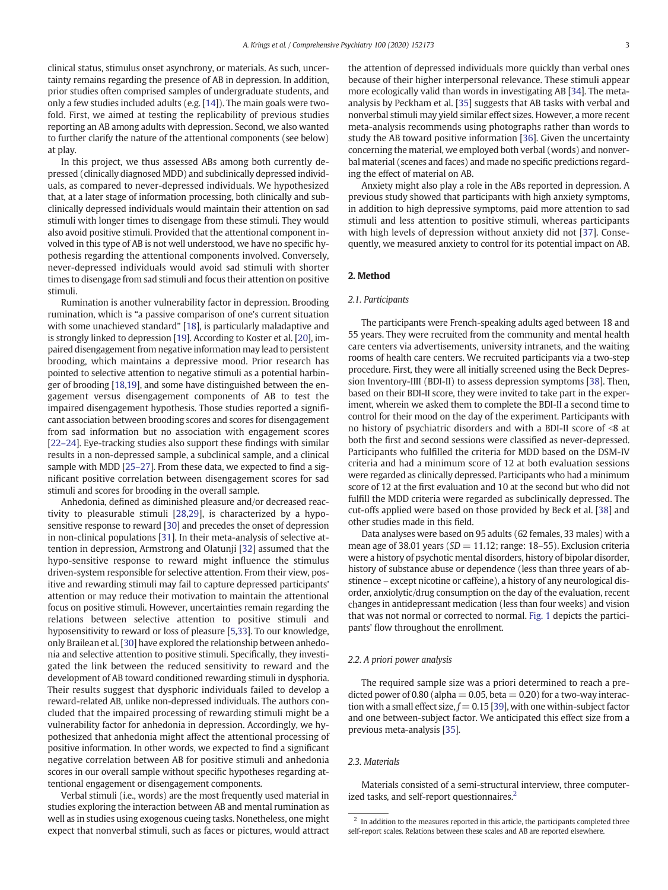clinical status, stimulus onset asynchrony, or materials. As such, uncertainty remains regarding the presence of AB in depression. In addition, prior studies often comprised samples of undergraduate students, and only a few studies included adults (e.g. [14]). The main goals were twofold. First, we aimed at testing the replicability of previous studies reporting an AB among adults with depression. Second, we also wanted to further clarify the nature of the attentional components (see below) at play.

In this project, we thus assessed ABs among both currently depressed (clinically diagnosed MDD) and subclinically depressed individuals, as compared to never-depressed individuals. We hypothesized that, at a later stage of information processing, both clinically and subclinically depressed individuals would maintain their attention on sad stimuli with longer times to disengage from these stimuli. They would also avoid positive stimuli. Provided that the attentional component involved in this type of AB is not well understood, we have no specific hypothesis regarding the attentional components involved. Conversely, never-depressed individuals would avoid sad stimuli with shorter times to disengage from sad stimuli and focus their attention on positive stimuli.

Rumination is another vulnerability factor in depression. Brooding rumination, which is "a passive comparison of one's current situation with some unachieved standard" [18], is particularly maladaptive and is strongly linked to depression [19]. According to Koster et al. [20], impaired disengagement from negative information may lead to persistent brooding, which maintains a depressive mood. Prior research has pointed to selective attention to negative stimuli as a potential harbinger of brooding [18,19], and some have distinguished between the engagement versus disengagement components of AB to test the impaired disengagement hypothesis. Those studies reported a significant association between brooding scores and scores for disengagement from sad information but no association with engagement scores [22–24]. Eye-tracking studies also support these findings with similar results in a non-depressed sample, a subclinical sample, and a clinical sample with MDD [25–27]. From these data, we expected to find a significant positive correlation between disengagement scores for sad stimuli and scores for brooding in the overall sample.

Anhedonia, defined as diminished pleasure and/or decreased reactivity to pleasurable stimuli [28,29], is characterized by a hyposensitive response to reward [30] and precedes the onset of depression in non-clinical populations [31]. In their meta-analysis of selective attention in depression, Armstrong and Olatunji [32] assumed that the hypo-sensitive response to reward might influence the stimulus driven-system responsible for selective attention. From their view, positive and rewarding stimuli may fail to capture depressed participants' attention or may reduce their motivation to maintain the attentional focus on positive stimuli. However, uncertainties remain regarding the relations between selective attention to positive stimuli and hyposensitivity to reward or loss of pleasure [5,33]. To our knowledge, only Brailean et al. [30] have explored the relationship between anhedonia and selective attention to positive stimuli. Specifically, they investigated the link between the reduced sensitivity to reward and the development of AB toward conditioned rewarding stimuli in dysphoria. Their results suggest that dysphoric individuals failed to develop a reward-related AB, unlike non-depressed individuals. The authors concluded that the impaired processing of rewarding stimuli might be a vulnerability factor for anhedonia in depression. Accordingly, we hypothesized that anhedonia might affect the attentional processing of positive information. In other words, we expected to find a significant negative correlation between AB for positive stimuli and anhedonia scores in our overall sample without specific hypotheses regarding attentional engagement or disengagement components.

Verbal stimuli (i.e., words) are the most frequently used material in studies exploring the interaction between AB and mental rumination as well as in studies using exogenous cueing tasks. Nonetheless, one might expect that nonverbal stimuli, such as faces or pictures, would attract the attention of depressed individuals more quickly than verbal ones because of their higher interpersonal relevance. These stimuli appear more ecologically valid than words in investigating AB [34]. The meta-analysis by Peckham et al. [35] suggests that AB tasks with verbal and nonverbal stimuli may yield similar effect sizes. However, a more recent meta-analysis recommends using photographs rather than words to study the AB toward positive information [36]. Given the uncertainty concerning the material, we employed both verbal (words) and nonverbal material (scenes and faces) and made no specific predictions regarding the effect of material on AB.

Anxiety might also play a role in the ABs reported in depression. A previous study showed that participants with high anxiety symptoms, in addition to high depressive symptoms, paid more attention to sad stimuli and less attention to positive stimuli, whereas participants with high levels of depression without anxiety did not [37]. Consequently, we measured anxiety to control for its potential impact on AB.

## 2. Method

### 2.1. Participants

The participants were French-speaking adults aged between 18 and 55 years. They were recruited from the community and mental health care centers via advertisements, university intranets, and the waiting rooms of health care centers. We recruited participants via a two-step procedure. First, they were all initially screened using the Beck Depression Inventory-IIII (BDI-II) to assess depression symptoms [38]. Then, based on their BDI-II score, they were invited to take part in the experiment, wherein we asked them to complete the BDI-II a second time to control for their mood on the day of the experiment. Participants with no history of psychiatric disorders and with a BDI-II score of <8 at both the first and second sessions were classified as never-depressed. Participants who fulfilled the criteria for MDD based on the DSM-IV criteria and had a minimum score of 12 at both evaluation sessions were regarded as clinically depressed. Participants who had a minimum score of 12 at the first evaluation and 10 at the second but who did not fulfill the MDD criteria were regarded as subclinically depressed. The cut-offs applied were based on those provided by Beck et al. [38] and other studies made in this field.

Data analyses were based on 95 adults (62 females, 33 males) with a mean age of 38.01 years ($SD = 11.12$; range: 18–55). Exclusion criteria were a history of psychotic mental disorders, history of bipolar disorder, history of substance abuse or dependence (less than three years of abstinence – except nicotine or caffeine), a history of any neurological disorder, anxiolytic/drug consumption on the day of the evaluation, recent changes in antidepressant medication (less than four weeks) and vision that was not normal or corrected to normal. Fig. 1 depicts the participants' flow throughout the enrollment.

### 2.2. A priori power analysis

The required sample size was a priori determined to reach a predicted power of 0.80 (alpha = 0.05, beta = 0.20) for a two-way interaction with a small effect size, $f = 0.15$ [39], with one within-subject factor and one between-subject factor. We anticipated this effect size from a previous meta-analysis [35].

### 2.3. Materials

Materials consisted of a semi-structural interview, three computerized tasks, and self-report questionnaires.[2]

[2] In addition to the measures reported in this article, the participants completed three self-report scales. Relations between these scales and AB are reported elsewhere.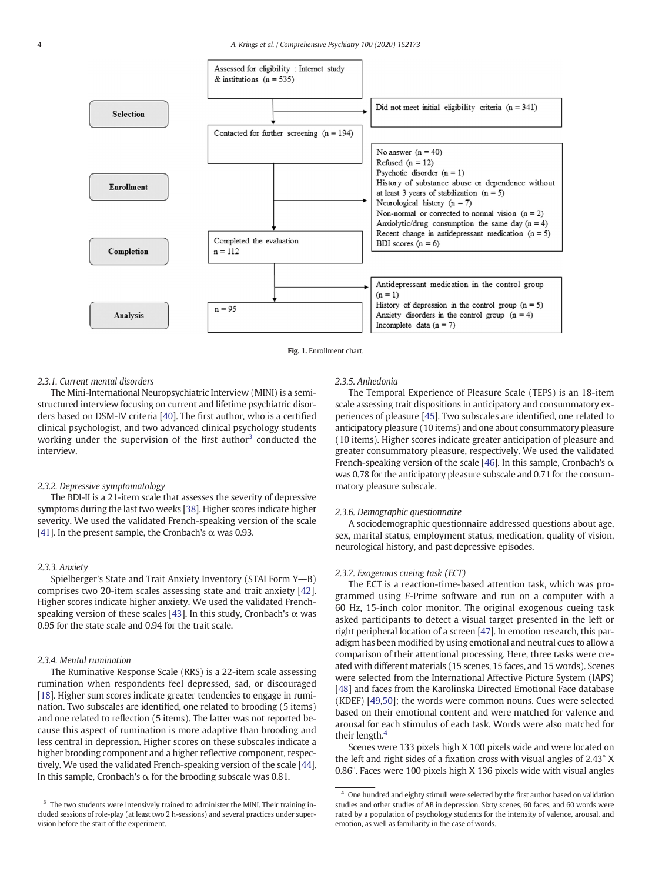Selection

Assessed for eligibility : Internet study & institutions (n = 535)

Did not meet initial eligibility criteria (n = 341)

Enrollment

Contacted for further screening (n = 194)

No answer (n = 40)
Refused (n = 12)
Psychotic disorder (n = 1)
History of substance abuse or dependence without at least 3 years of stabilization (n = 5)
Neurological history (n = 7)
Non-normal or corrected to normal vision (n = 2)
Anxiolytic/drug consumption the same day (n = 4)
Recent change in antidepressant medication (n = 5)
BDI scores (n = 6)

Completion

Completed the evaluation
n = 112

Analysis

n = 95

Antidepressant medication in the control group (n = 1)
History of depression in the control group (n = 5)
Anxiety disorders in the control group (n = 4)
Incomplete data (n = 7)

**Fig. 1.** Enrollment chart.

### 2.3.1. Current mental disorders

The Mini-International Neuropsychiatric Interview (MINI) is a semi-structured interview focusing on current and lifetime psychiatric disorders based on DSM-IV criteria [40]. The first author, who is a certified clinical psychologist, and two advanced clinical psychology students working under the supervision of the first author[3] conducted the interview.

### 2.3.2. Depressive symptomatology

The BDI-II is a 21-item scale that assesses the severity of depressive symptoms during the last two weeks [38]. Higher scores indicate higher severity. We used the validated French-speaking version of the scale [41]. In the present sample, the Cronbach's α was 0.93.

### 2.3.3. Anxiety

Spielberger's State and Trait Anxiety Inventory (STAI Form Y—B) comprises two 20-item scales assessing state and trait anxiety [42]. Higher scores indicate higher anxiety. We used the validated French-speaking version of these scales [43]. In this study, Cronbach's α was 0.95 for the state scale and 0.94 for the trait scale.

### 2.3.4. Mental rumination

The Ruminative Response Scale (RRS) is a 22-item scale assessing rumination when respondents feel depressed, sad, or discouraged [18]. Higher sum scores indicate greater tendencies to engage in rumination. Two subscales are identified, one related to brooding (5 items) and one related to reflection (5 items). The latter was not reported because this aspect of rumination is more adaptive than brooding and less central in depression. Higher scores on these subscales indicate a higher brooding component and a higher reflective component, respectively. We used the validated French-speaking version of the scale [44]. In this sample, Cronbach's α for the brooding subscale was 0.81.

### 2.3.5. Anhedonia

The Temporal Experience of Pleasure Scale (TEPS) is an 18-item scale assessing trait dispositions in anticipatory and consummatory experiences of pleasure [45]. Two subscales are identified, one related to anticipatory pleasure (10 items) and one about consummatory pleasure (10 items). Higher scores indicate greater anticipation of pleasure and greater consummatory pleasure, respectively. We used the validated French-speaking version of the scale [46]. In this sample, Cronbach's α was 0.78 for the anticipatory pleasure subscale and 0.71 for the consummatory pleasure subscale.

### 2.3.6. Demographic questionnaire

A sociodemographic questionnaire addressed questions about age, sex, marital status, employment status, medication, quality of vision, neurological history, and past depressive episodes.

### 2.3.7. Exogenous cueing task (ECT)

The ECT is a reaction-time-based attention task, which was programmed using *E*-Prime software and run on a computer with a 60 Hz, 15-inch color monitor. The original exogenous cueing task asked participants to detect a visual target presented in the left or right peripheral location of a screen [47]. In emotion research, this paradigm has been modified by using emotional and neutral cues to allow a comparison of their attentional processing. Here, three tasks were created with different materials (15 scenes, 15 faces, and 15 words). Scenes were selected from the International Affective Picture System (IAPS) [48] and faces from the Karolinska Directed Emotional Face database (KDEF) [49,50]; the words were common nouns. Cues were selected based on their emotional content and were matched for valence and arousal for each stimulus of each task. Words were also matched for their length.[4]

Scenes were 133 pixels high X 100 pixels wide and were located on the left and right sides of a fixation cross with visual angles of 2.43° X 0.86°. Faces were 100 pixels high X 136 pixels wide with visual angles

---

[3] The two students were intensively trained to administer the MINI. Their training included sessions of role-play (at least two 2 h-sessions) and several practices under supervision before the start of the experiment.

[4] One hundred and eighty stimuli were selected by the first author based on validation studies and other studies of AB in depression. Sixty scenes, 60 faces, and 60 words were rated by a population of psychology students for the intensity of valence, arousal, and emotion, as well as familiarity in the case of words.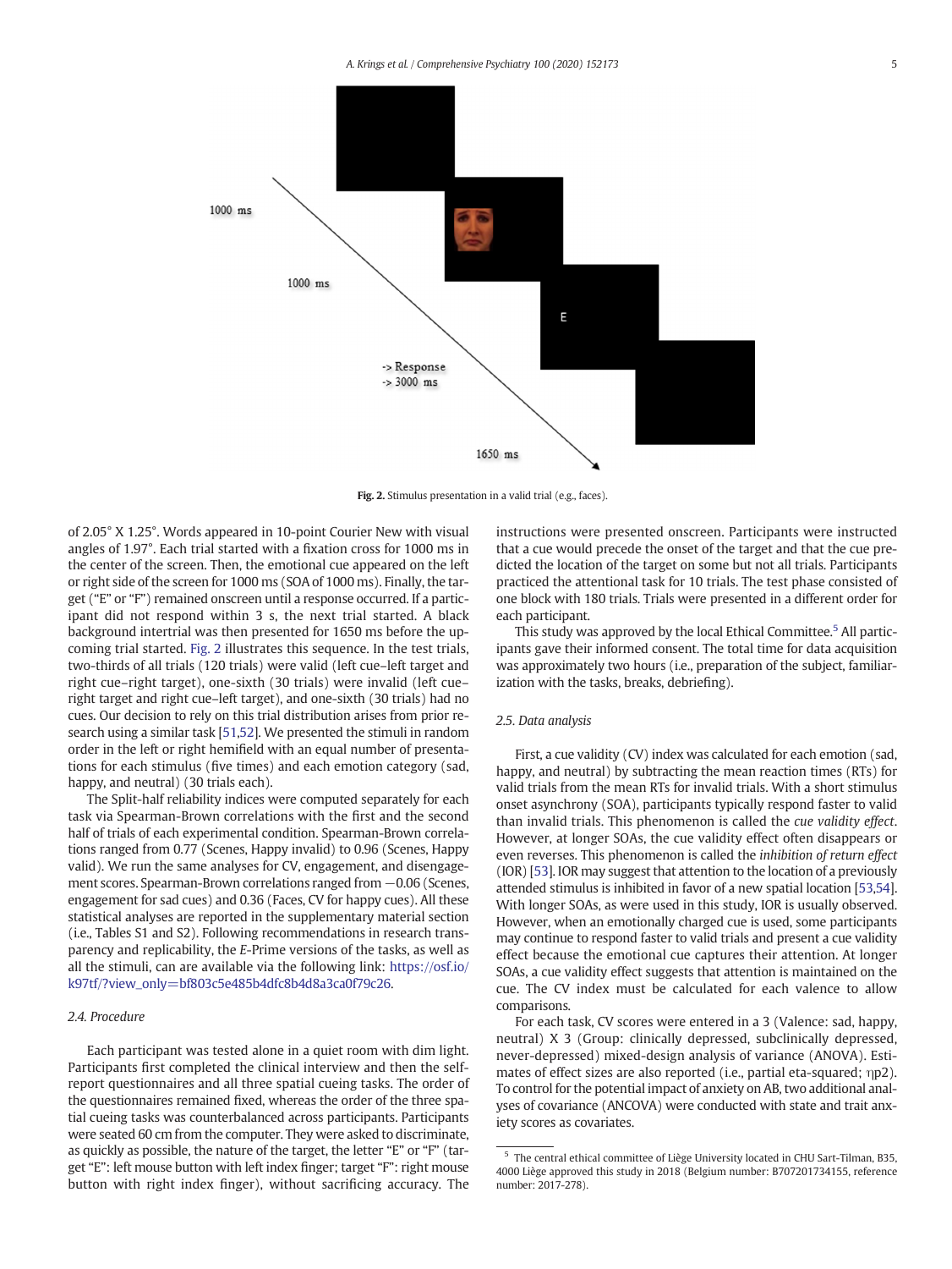1000 ms

1000 ms

-> Response
-> 3000 ms

1650 ms

**Fig. 2.** Stimulus presentation in a valid trial (e.g., faces).

of 2.05° X 1.25°. Words appeared in 10-point Courier New with visual angles of 1.97°. Each trial started with a fixation cross for 1000 ms in the center of the screen. Then, the emotional cue appeared on the left or right side of the screen for 1000 ms (SOA of 1000 ms). Finally, the target ("E" or "F") remained onscreen until a response occurred. If a participant did not respond within 3 s, the next trial started. A black background intertrial was then presented for 1650 ms before the upcoming trial started. Fig. 2 illustrates this sequence. In the test trials, two-thirds of all trials (120 trials) were valid (left cue–left target and right cue–right target), one-sixth (30 trials) were invalid (left cue–right target and right cue–left target), and one-sixth (30 trials) had no cues. Our decision to rely on this trial distribution arises from prior research using a similar task [51,52]. We presented the stimuli in random order in the left or right hemifield with an equal number of presentations for each stimulus (five times) and each emotion category (sad, happy, and neutral) (30 trials each).

The Split-half reliability indices were computed separately for each task via Spearman-Brown correlations with the first and the second half of trials of each experimental condition. Spearman-Brown correlations ranged from 0.77 (Scenes, Happy invalid) to 0.96 (Scenes, Happy valid). We run the same analyses for CV, engagement, and disengagement scores. Spearman-Brown correlations ranged from −0.06 (Scenes, engagement for sad cues) and 0.36 (Faces, CV for happy cues). All these statistical analyses are reported in the supplementary material section (i.e., Tables S1 and S2). Following recommendations in research transparency and replicability, the *E*-Prime versions of the tasks, as well as all the stimuli, can are available via the following link: https://osf.io/k97tf/?view_only=bf803c5e485b4dfc8b4d8a3ca0f79c26.

### 2.4. Procedure

Each participant was tested alone in a quiet room with dim light. Participants first completed the clinical interview and then the self-report questionnaires and all three spatial cueing tasks. The order of the questionnaires remained fixed, whereas the order of the three spatial cueing tasks was counterbalanced across participants. Participants were seated 60 cm from the computer. They were asked to discriminate, as quickly as possible, the nature of the target, the letter "E" or "F" (target "E": left mouse button with left index finger; target "F": right mouse button with right index finger), without sacrificing accuracy. The instructions were presented onscreen. Participants were instructed that a cue would precede the onset of the target and that the cue predicted the location of the target on some but not all trials. Participants practiced the attentional task for 10 trials. The test phase consisted of one block with 180 trials. Trials were presented in a different order for each participant.

This study was approved by the local Ethical Committee.[5] All participants gave their informed consent. The total time for data acquisition was approximately two hours (i.e., preparation of the subject, familiarization with the tasks, breaks, debriefing).

### 2.5. Data analysis

First, a cue validity (CV) index was calculated for each emotion (sad, happy, and neutral) by subtracting the mean reaction times (RTs) for valid trials from the mean RTs for invalid trials. With a short stimulus onset asynchrony (SOA), participants typically respond faster to valid than invalid trials. This phenomenon is called the *cue validity effect*. However, at longer SOAs, the cue validity effect often disappears or even reverses. This phenomenon is called the *inhibition of return effect* (IOR) [53]. IOR may suggest that attention to the location of a previously attended stimulus is inhibited in favor of a new spatial location [53,54]. With longer SOAs, as were used in this study, IOR is usually observed. However, when an emotionally charged cue is used, some participants may continue to respond faster to valid trials and present a cue validity effect because the emotional cue captures their attention. At longer SOAs, a cue validity effect suggests that attention is maintained on the cue. The CV index must be calculated for each valence to allow comparisons.

For each task, CV scores were entered in a 3 (Valence: sad, happy, neutral) X 3 (Group: clinically depressed, subclinically depressed, never-depressed) mixed-design analysis of variance (ANOVA). Estimates of effect sizes are also reported (i.e., partial eta-squared; $\eta p2$). To control for the potential impact of anxiety on AB, two additional analyses of covariance (ANCOVA) were conducted with state and trait anxiety scores as covariates.

[5] The central ethical committee of Liège University located in CHU Sart-Tilman, B35, 4000 Liège approved this study in 2018 (Belgium number: B707201734155, reference number: 2017-278).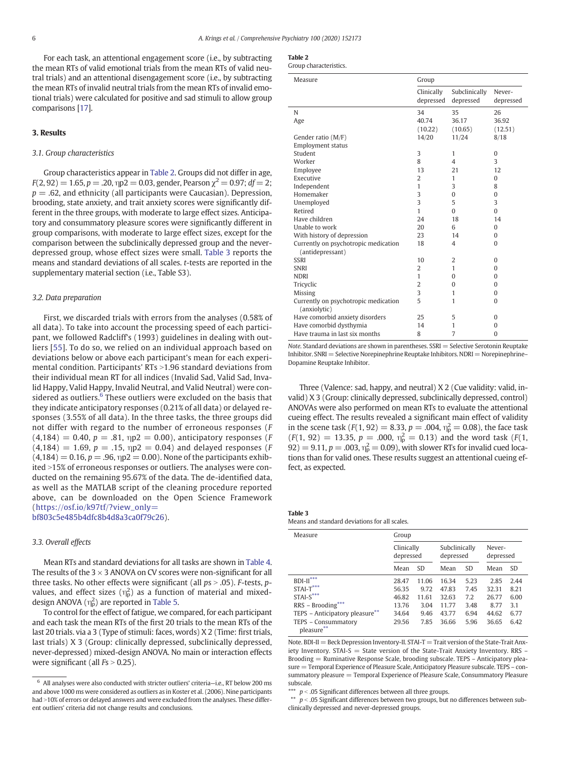For each task, an attentional engagement score (i.e., by subtracting the mean RTs of valid emotional trials from the mean RTs of valid neutral trials) and an attentional disengagement score (i.e., by subtracting the mean RTs of invalid neutral trials from the mean RTs of invalid emotional trials) were calculated for positive and sad stimuli to allow group comparisons [17].

## 3. Results

### 3.1. Group characteristics

Group characteristics appear in Table 2. Groups did not differ in age, $F(2, 92) = 1.65, p = .20, \eta p2 = 0.03$, gender, Pearson $\chi^2 = 0.97; df = 2; p = .62$, and ethnicity (all participants were Caucasian). Depression, brooding, state anxiety, and trait anxiety scores were significantly different in the three groups, with moderate to large effect sizes. Anticipatory and consummatory pleasure scores were significantly different in group comparisons, with moderate to large effect sizes, except for the comparison between the subclinically depressed group and the never-depressed group, whose effect sizes were small. Table 3 reports the means and standard deviations of all scales. t-tests are reported in the supplementary material section (i.e., Table S3).

### 3.2. Data preparation

First, we discarded trials with errors from the analyses (0.58% of all data). To take into account the processing speed of each participant, we followed Radcliff's (1993) guidelines in dealing with outliers [55]. To do so, we relied on an individual approach based on deviations below or above each participant's mean for each experimental condition. Participants' RTs >1.96 standard deviations from their individual mean RT for all indices (Invalid Sad, Valid Sad, Invalid Happy, Valid Happy, Invalid Neutral, and Valid Neutral) were considered as outliers.[6] These outliers were excluded on the basis that they indicate anticipatory responses (0.21% of all data) or delayed responses (3.55% of all data). In the three tasks, the three groups did not differ with regard to the number of erroneous responses ($F(4,184) = 0.40, p = .81, \eta p2 = 0.00$), anticipatory responses ($F(4,184) = 1.69, p = .15, \eta p2 = 0.04$) and delayed responses ($F(4,184) = 0.16, p = .96, \eta p2 = 0.00$). None of the participants exhibited >15% of erroneous responses or outliers. The analyses were conducted on the remaining 95.67% of the data. The de-identified data, as well as the MATLAB script of the cleaning procedure reported above, can be downloaded on the Open Science Framework (https://osf.io/k97tf/?view_only=bf803c5e485b4dfc8b4d8a3ca0f79c26).

### 3.3. Overall effects

Mean RTs and standard deviations for all tasks are shown in Table 4. The results of the 3 × 3 ANOVA on CV scores were non-significant for all three tasks. No other effects were significant (all ps > .05). F-tests, p-values, and effect sizes ($\eta_p^2$) as a function of material and mixed-design ANOVA ($\eta_p^2$) are reported in Table 5.

To control for the effect of fatigue, we compared, for each participant and each task the mean RTs of the first 20 trials to the mean RTs of the last 20 trials. via a 3 (Type of stimuli: faces, words) X 2 (Time: first trials, last trials) X 3 (Group: clinically depressed, subclinically depressed, never-depressed) mixed-design ANOVA. No main or interaction effects were significant (all Fs > 0.25).

**Table 2**
Group characteristics.

| Measure | Group | | |
|---|---|---|---|
| | Clinically depressed | Subclinically depressed | Never-depressed |
| N | 34 | 35 | 26 |
| Age | 40.74 (10.22) | 36.17 (10.65) | 36.92 (12.51) |
| Gender ratio (M/F) | 14/20 | 11/24 | 8/18 |
| Employment status | | | |
| Student | 3 | 1 | 0 |
| Worker | 8 | 4 | 3 |
| Employee | 13 | 21 | 12 |
| Executive | 2 | 1 | 0 |
| Independent | 1 | 3 | 8 |
| Homemaker | 3 | 0 | 0 |
| Unemployed | 3 | 5 | 3 |
| Retired | 1 | 0 | 0 |
| Have children | 24 | 18 | 14 |
| Unable to work | 20 | 6 | 0 |
| With history of depression | 23 | 14 | 0 |
| Currently on psychotropic medication (antidepressant) | 18 | 4 | 0 |
| SSRI | 10 | 2 | 0 |
| SNRI | 2 | 1 | 0 |
| NDRI | 1 | 0 | 0 |
| Tricyclic | 2 | 0 | 0 |
| Missing | 3 | 1 | 0 |
| Currently on psychotropic medication (anxiolytic) | 5 | 1 | 0 |
| Have comorbid anxiety disorders | 25 | 5 | 0 |
| Have comorbid dysthymia | 14 | 1 | 0 |
| Have trauma in last six months | 8 | 7 | 0 |

*Note.* Standard deviations are shown in parentheses. SSRI = Selective Serotonin Reuptake Inhibitor. SNRI = Selective Norepinephrine Reuptake Inhibitors. NDRI = Norepinephrine–Dopamine Reuptake Inhibitor.

Three (Valence: sad, happy, and neutral) X 2 (Cue validity: valid, invalid) X 3 (Group: clinically depressed, subclinically depressed, control) ANOVAs were also performed on mean RTs to evaluate the attentional cueing effect. The results revealed a significant main effect of validity in the scene task ($F(1, 92) = 8.33, p = .004, \eta_p^2 = 0.08$), the face task ($F(1, 92) = 13.35, p = .000, \eta_p^2 = 0.13$) and the word task ($F(1, 92) = 9.11, p = .003, \eta_p^2 = 0.09$), with slower RTs for invalid cued locations than for valid ones. These results suggest an attentional cueing effect, as expected.

**Table 3**
Means and standard deviations for all scales.

| Measure | Group | | | | | |
|---|---|---|---|---|---|---|
| | Clinically depressed | | Subclinically depressed | | Never-depressed | |
| | Mean | SD | Mean | SD | Mean | SD |
| BDI-II*** | 28.47 | 11.06 | 16.34 | 5.23 | 2.85 | 2.44 |
| STAI-T*** | 56.35 | 9.72 | 47.83 | 7.45 | 32.31 | 8.21 |
| STAI-S*** | 46.82 | 11.61 | 32.63 | 7.2 | 26.77 | 6.00 |
| RRS – Brooding*** | 13.76 | 3.04 | 11.77 | 3.48 | 8.77 | 3.1 |
| TEPS – Anticipatory pleasure** | 34.64 | 9.46 | 43.77 | 6.94 | 44.62 | 6.77 |
| TEPS – Consummatory pleasure** | 29.56 | 7.85 | 36.66 | 5.96 | 36.65 | 6.42 |

Note. BDI-II = Beck Depression Inventory-II. STAI-T = Trait version of the State-Trait Anxiety Inventory. STAI-S = State version of the State-Trait Anxiety Inventory. RRS – Brooding = Ruminative Response Scale, brooding subscale. TEPS – Anticipatory pleasure = Temporal Experience of Pleasure Scale, Anticipatory Pleasure subscale. TEPS – consummatory pleasure = Temporal Experience of Pleasure Scale, Consummatory Pleasure subscale.

*** p < .05 Significant differences between all three groups.

** p < .05 Significant differences between two groups, but no differences between subclinically depressed and never-depressed groups.

[6] All analyses were also conducted with stricter outliers' criteria—i.e., RT below 200 ms and above 1000 ms were considered as outliers as in Koster et al. (2006). Nine participants had >10% of errors or delayed answers and were excluded from the analyses. These different outliers' criteria did not change results and conclusions.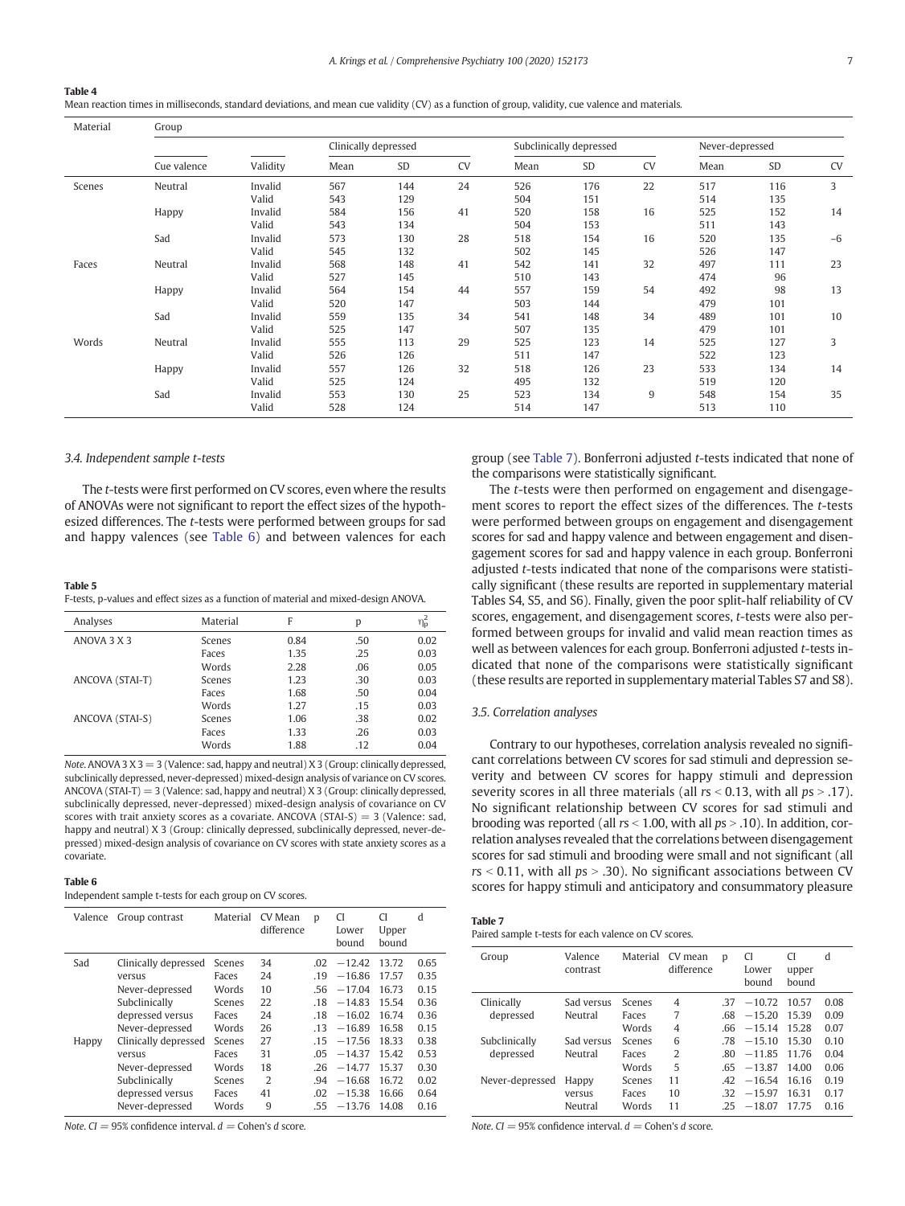**Table 4**
Mean reaction times in milliseconds, standard deviations, and mean cue validity (CV) as a function of group, validity, cue valence and materials.

| Material | Group | | Clinically depressed | | | Subclinically depressed | | | Never-depressed | | |
|---|---|---|---|---|---|---|---|---|---|---|---|
| | Cue valence | Validity | Mean | SD | CV | Mean | SD | CV | Mean | SD | CV |
| Scenes | Neutral | Invalid | 567 | 144 | 24 | 526 | 176 | 22 | 517 | 116 | 3 |
| | | Valid | 543 | 129 | | 504 | 151 | | 514 | 135 | |
| | Happy | Invalid | 584 | 156 | 41 | 520 | 158 | 16 | 525 | 152 | 14 |
| | | Valid | 543 | 134 | | 504 | 153 | | 511 | 143 | |
| | Sad | Invalid | 573 | 130 | 28 | 518 | 154 | 16 | 520 | 135 | −6 |
| | | Valid | 545 | 132 | | 502 | 145 | | 526 | 147 | |
| Faces | Neutral | Invalid | 568 | 148 | 41 | 542 | 141 | 32 | 497 | 111 | 23 |
| | | Valid | 527 | 145 | | 510 | 143 | | 474 | 96 | |
| | Happy | Invalid | 564 | 154 | 44 | 557 | 159 | 54 | 492 | 98 | 13 |
| | | Valid | 520 | 147 | | 503 | 144 | | 479 | 101 | |
| | Sad | Invalid | 559 | 135 | 34 | 541 | 148 | 34 | 489 | 101 | 10 |
| | | Valid | 525 | 147 | | 507 | 135 | | 479 | 101 | |
| Words | Neutral | Invalid | 555 | 113 | 29 | 525 | 123 | 14 | 525 | 127 | 3 |
| | | Valid | 526 | 126 | | 511 | 147 | | 522 | 123 | |
| | Happy | Invalid | 557 | 126 | 32 | 518 | 126 | 23 | 533 | 134 | 14 |
| | | Valid | 525 | 124 | | 495 | 132 | | 519 | 120 | |
| | Sad | Invalid | 553 | 130 | 25 | 523 | 134 | 9 | 548 | 154 | 35 |
| | | Valid | 528 | 124 | | 514 | 147 | | 513 | 110 | |

### 3.4. Independent sample t-tests

The *t*-tests were first performed on CV scores, even where the results of ANOVAs were not significant to report the effect sizes of the hypothesized differences. The *t*-tests were performed between groups for sad and happy valences (see Table 6) and between valences for each group (see Table 7). Bonferroni adjusted *t*-tests indicated that none of the comparisons were statistically significant.

The *t*-tests were then performed on engagement and disengagement scores to report the effect sizes of the differences. The *t*-tests were performed between groups on engagement and disengagement scores for sad and happy valence and between engagement and disengagement scores for sad and happy valence in each group. Bonferroni adjusted *t*-tests indicated that none of the comparisons were statistically significant (these results are reported in supplementary material Tables S4, S5, and S6). Finally, given the poor split-half reliability of CV scores, engagement, and disengagement scores, *t*-tests were also performed between groups for invalid and valid mean reaction times as well as between valences for each group. Bonferroni adjusted *t*-tests indicated that none of the comparisons were statistically significant (these results are reported in supplementary material Tables S7 and S8).

**Table 5**
F-tests, p-values and effect sizes as a function of material and mixed-design ANOVA.

| Analyses | Material | F | p | $\eta_p^2$ |
|---|---|---|---|---|
| ANOVA 3 X 3 | Scenes | 0.84 | .50 | 0.02 |
| | Faces | 1.35 | .25 | 0.03 |
| | Words | 2.28 | .06 | 0.05 |
| ANCOVA (STAI-T) | Scenes | 1.23 | .30 | 0.03 |
| | Faces | 1.68 | .50 | 0.04 |
| | Words | 1.27 | .15 | 0.03 |
| ANCOVA (STAI-S) | Scenes | 1.06 | .38 | 0.02 |
| | Faces | 1.33 | .26 | 0.03 |
| | Words | 1.88 | .12 | 0.04 |

*Note.* ANOVA 3 X 3 = 3 (Valence: sad, happy and neutral) X 3 (Group: clinically depressed, subclinically depressed, never-depressed) mixed-design analysis of variance on CV scores. ANCOVA (STAI-T) = 3 (Valence: sad, happy and neutral) X 3 (Group: clinically depressed, subclinically depressed, never-depressed) mixed-design analysis of covariance on CV scores with trait anxiety scores as a covariate. ANCOVA (STAI-S) = 3 (Valence: sad, happy and neutral) X 3 (Group: clinically depressed, subclinically depressed, never-depressed) mixed-design analysis of covariance on CV scores with state anxiety scores as a covariate.

**Table 6**
Independent sample t-tests for each group on CV scores.

| Valence | Group contrast | Material | CV Mean difference | p | CI Lower bound | CI Upper bound | d |
|---|---|---|---|---|---|---|---|
| Sad | Clinically depressed | Scenes | 34 | .02 | −12.42 | 13.72 | 0.65 |
| | versus | Faces | 24 | .19 | −16.86 | 17.57 | 0.35 |
| | Never-depressed | Words | 10 | .56 | −17.04 | 16.73 | 0.15 |
| | Subclinically | Scenes | 22 | .18 | −14.83 | 15.54 | 0.36 |
| | depressed versus | Faces | 24 | .18 | −16.02 | 16.74 | 0.36 |
| | Never-depressed | Words | 26 | .13 | −16.89 | 16.58 | 0.15 |
| Happy | Clinically depressed | Scenes | 27 | .15 | −17.56 | 18.33 | 0.38 |
| | versus | Faces | 31 | .05 | −14.37 | 15.42 | 0.53 |
| | Never-depressed | Words | 18 | .26 | −14.77 | 15.37 | 0.30 |
| | Subclinically | Scenes | 2 | .94 | −16.68 | 16.72 | 0.02 |
| | depressed versus | Faces | 41 | .02 | −15.38 | 16.66 | 0.64 |
| | Never-depressed | Words | 9 | .55 | −13.76 | 14.08 | 0.16 |

*Note.* CI = 95% confidence interval. d = Cohen's d score.

### 3.5. Correlation analyses

Contrary to our hypotheses, correlation analysis revealed no significant correlations between CV scores for sad stimuli and depression severity and between CV scores for happy stimuli and depression severity scores in all three materials (all *r*s < 0.13, with all *p*s > .17). No significant relationship between CV scores for sad stimuli and brooding was reported (all *r*s < 1.00, with all *p*s > .10). In addition, correlation analyses revealed that the correlations between disengagement scores for sad stimuli and brooding were small and not significant (all *r*s < 0.11, with all *p*s > .30). No significant associations between CV scores for happy stimuli and anticipatory and consummatory pleasure

**Table 7**
Paired sample t-tests for each valence on CV scores.

| Group | Valence contrast | Material | CV mean difference | p | CI Lower bound | CI upper bound | d |
|---|---|---|---|---|---|---|---|
| Clinically | Sad versus | Scenes | 4 | .37 | −10.72 | 10.57 | 0.08 |
| depressed | Neutral | Faces | 7 | .68 | −15.20 | 15.39 | 0.09 |
| | | Words | 4 | .66 | −15.14 | 15.28 | 0.07 |
| Subclinically | Sad versus | Scenes | 6 | .78 | −15.10 | 15.30 | 0.10 |
| depressed | Neutral | Faces | 2 | .80 | −11.85 | 11.76 | 0.04 |
| | | Words | 5 | .65 | −13.87 | 14.00 | 0.06 |
| Never-depressed | Happy | Scenes | 11 | .42 | −16.54 | 16.16 | 0.19 |
| | versus | Faces | 10 | .32 | −15.97 | 16.31 | 0.17 |
| | Neutral | Words | 11 | .25 | −18.07 | 17.75 | 0.16 |

*Note.* CI = 95% confidence interval. d = Cohen's d score.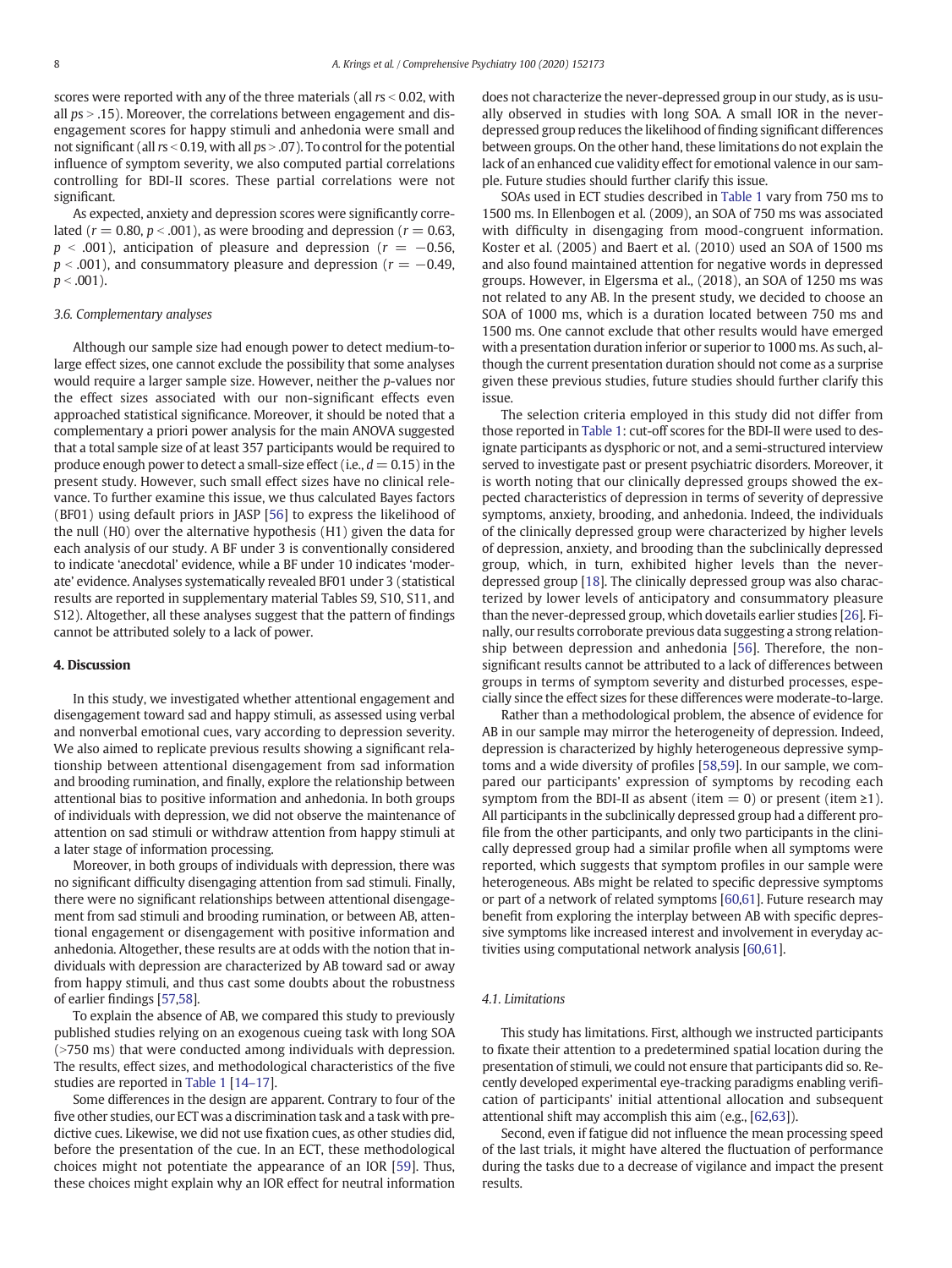scores were reported with any of the three materials (all $rs < 0.02$, with all $ps > .15$). Moreover, the correlations between engagement and disengagement scores for happy stimuli and anhedonia were small and not significant (all $rs < 0.19$, with all $ps > .07$). To control for the potential influence of symptom severity, we also computed partial correlations controlling for BDI-II scores. These partial correlations were not significant.

As expected, anxiety and depression scores were significantly correlated ($r = 0.80$, $p < .001$), as were brooding and depression ($r = 0.63$, $p < .001$), anticipation of pleasure and depression ($r = -0.56$, $p < .001$), and consummatory pleasure and depression ($r = -0.49$, $p < .001$).

### 3.6. Complementary analyses

Although our sample size had enough power to detect medium-to-large effect sizes, one cannot exclude the possibility that some analyses would require a larger sample size. However, neither the *p*-values nor the effect sizes associated with our non-significant effects even approached statistical significance. Moreover, it should be noted that a complementary a priori power analysis for the main ANOVA suggested that a total sample size of at least 357 participants would be required to produce enough power to detect a small-size effect (i.e., $d = 0.15$) in the present study. However, such small effect sizes have no clinical relevance. To further examine this issue, we thus calculated Bayes factors (BF01) using default priors in JASP [56] to express the likelihood of the null (H0) over the alternative hypothesis (H1) given the data for each analysis of our study. A BF under 3 is conventionally considered to indicate 'anecdotal' evidence, while a BF under 10 indicates 'moderate' evidence. Analyses systematically revealed BF01 under 3 (statistical results are reported in supplementary material Tables S9, S10, S11, and S12). Altogether, all these analyses suggest that the pattern of findings cannot be attributed solely to a lack of power.

## 4. Discussion

In this study, we investigated whether attentional engagement and disengagement toward sad and happy stimuli, as assessed using verbal and nonverbal emotional cues, vary according to depression severity. We also aimed to replicate previous results showing a significant relationship between attentional disengagement from sad information and brooding rumination, and finally, explore the relationship between attentional bias to positive information and anhedonia. In both groups of individuals with depression, we did not observe the maintenance of attention on sad stimuli or withdraw attention from happy stimuli at a later stage of information processing.

Moreover, in both groups of individuals with depression, there was no significant difficulty disengaging attention from sad stimuli. Finally, there were no significant relationships between attentional disengagement from sad stimuli and brooding rumination, or between AB, attentional engagement or disengagement with positive information and anhedonia. Altogether, these results are at odds with the notion that individuals with depression are characterized by AB toward sad or away from happy stimuli, and thus cast some doubts about the robustness of earlier findings [57,58].

To explain the absence of AB, we compared this study to previously published studies relying on an exogenous cueing task with long SOA (>750 ms) that were conducted among individuals with depression. The results, effect sizes, and methodological characteristics of the five studies are reported in Table 1 [14–17].

Some differences in the design are apparent. Contrary to four of the five other studies, our ECT was a discrimination task and a task with predictive cues. Likewise, we did not use fixation cues, as other studies did, before the presentation of the cue. In an ECT, these methodological choices might not potentiate the appearance of an IOR [59]. Thus, these choices might explain why an IOR effect for neutral information does not characterize the never-depressed group in our study, as is usually observed in studies with long SOA. A small IOR in the never-depressed group reduces the likelihood of finding significant differences between groups. On the other hand, these limitations do not explain the lack of an enhanced cue validity effect for emotional valence in our sample. Future studies should further clarify this issue.

SOAs used in ECT studies described in Table 1 vary from 750 ms to 1500 ms. In Ellenbogen et al. (2009), an SOA of 750 ms was associated with difficulty in disengaging from mood-congruent information. Koster et al. (2005) and Baert et al. (2010) used an SOA of 1500 ms and also found maintained attention for negative words in depressed groups. However, in Elgersma et al., (2018), an SOA of 1250 ms was not related to any AB. In the present study, we decided to choose an SOA of 1000 ms, which is a duration located between 750 ms and 1500 ms. One cannot exclude that other results would have emerged with a presentation duration inferior or superior to 1000 ms. As such, although the current presentation duration should not come as a surprise given these previous studies, future studies should further clarify this issue.

The selection criteria employed in this study did not differ from those reported in Table 1: cut-off scores for the BDI-II were used to designate participants as dysphoric or not, and a semi-structured interview served to investigate past or present psychiatric disorders. Moreover, it is worth noting that our clinically depressed groups showed the expected characteristics of depression in terms of severity of depressive symptoms, anxiety, brooding, and anhedonia. Indeed, the individuals of the clinically depressed group were characterized by higher levels of depression, anxiety, and brooding than the subclinically depressed group, which, in turn, exhibited higher levels than the never-depressed group [18]. The clinically depressed group was also characterized by lower levels of anticipatory and consummatory pleasure than the never-depressed group, which dovetails earlier studies [26]. Finally, our results corroborate previous data suggesting a strong relationship between depression and anhedonia [56]. Therefore, the non-significant results cannot be attributed to a lack of differences between groups in terms of symptom severity and disturbed processes, especially since the effect sizes for these differences were moderate-to-large.

Rather than a methodological problem, the absence of evidence for AB in our sample may mirror the heterogeneity of depression. Indeed, depression is characterized by highly heterogeneous depressive symptoms and a wide diversity of profiles [58,59]. In our sample, we compared our participants' expression of symptoms by recoding each symptom from the BDI-II as absent (item = 0) or present (item ≥1). All participants in the subclinically depressed group had a different profile from the other participants, and only two participants in the clinically depressed group had a similar profile when all symptoms were reported, which suggests that symptom profiles in our sample were heterogeneous. ABs might be related to specific depressive symptoms or part of a network of related symptoms [60,61]. Future research may benefit from exploring the interplay between AB with specific depressive symptoms like increased interest and involvement in everyday activities using computational network analysis [60,61].

### 4.1. Limitations

This study has limitations. First, although we instructed participants to fixate their attention to a predetermined spatial location during the presentation of stimuli, we could not ensure that participants did so. Recently developed experimental eye-tracking paradigms enabling verification of participants' initial attentional allocation and subsequent attentional shift may accomplish this aim (e.g., [62,63]).

Second, even if fatigue did not influence the mean processing speed of the last trials, it might have altered the fluctuation of performance during the tasks due to a decrease of vigilance and impact the present results.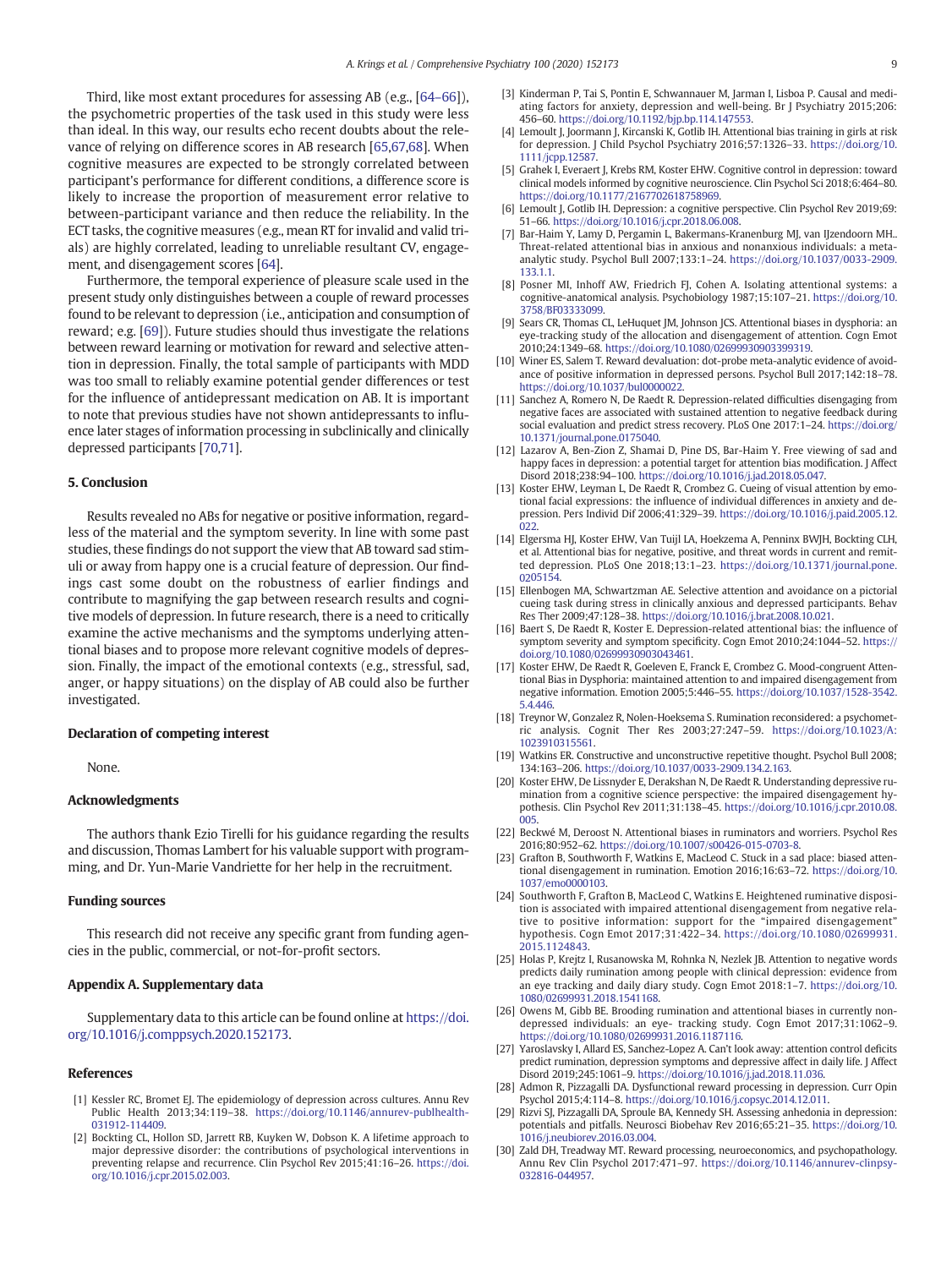Third, like most extant procedures for assessing AB (e.g., [64–66]), the psychometric properties of the task used in this study were less than ideal. In this way, our results echo recent doubts about the relevance of relying on difference scores in AB research [65,67,68]. When cognitive measures are expected to be strongly correlated between participant's performance for different conditions, a difference score is likely to increase the proportion of measurement error relative to between-participant variance and then reduce the reliability. In the ECT tasks, the cognitive measures (e.g., mean RT for invalid and valid trials) are highly correlated, leading to unreliable resultant CV, engagement, and disengagement scores [64].

Furthermore, the temporal experience of pleasure scale used in the present study only distinguishes between a couple of reward processes found to be relevant to depression (i.e., anticipation and consumption of reward; e.g. [69]). Future studies should thus investigate the relations between reward learning or motivation for reward and selective attention in depression. Finally, the total sample of participants with MDD was too small to reliably examine potential gender differences or test for the influence of antidepressant medication on AB. It is important to note that previous studies have not shown antidepressants to influence later stages of information processing in subclinically and clinically depressed participants [70,71].

## 5. Conclusion

Results revealed no ABs for negative or positive information, regardless of the material and the symptom severity. In line with some past studies, these findings do not support the view that AB toward sad stimuli or away from happy one is a crucial feature of depression. Our findings cast some doubt on the robustness of earlier findings and contribute to magnifying the gap between research results and cognitive models of depression. In future research, there is a need to critically examine the active mechanisms and the symptoms underlying attentional biases and to propose more relevant cognitive models of depression. Finally, the impact of the emotional contexts (e.g., stressful, sad, anger, or happy situations) on the display of AB could also be further investigated.

### Declaration of competing interest

None.

### Acknowledgments

The authors thank Ezio Tirelli for his guidance regarding the results and discussion, Thomas Lambert for his valuable support with programming, and Dr. Yun-Marie Vandriette for her help in the recruitment.

### Funding sources

This research did not receive any specific grant from funding agencies in the public, commercial, or not-for-profit sectors.

### Appendix A. Supplementary data

Supplementary data to this article can be found online at https://doi.org/10.1016/j.comppsych.2020.152173.

### References

[1] Kessler RC, Bromet EJ. The epidemiology of depression across cultures. Annu Rev Public Health 2013;34:119–38. https://doi.org/10.1146/annurev-publhealth-031912-114409.

[2] Bockting CL, Hollon SD, Jarrett RB, Kuyken W, Dobson K. A lifetime approach to major depressive disorder: the contributions of psychological interventions in preventing relapse and recurrence. Clin Psychol Rev 2015;41:16–26. https://doi.org/10.1016/j.cpr.2015.02.003.

[3] Kinderman P, Tai S, Pontin E, Schwannauer M, Jarman I, Lisboa P. Causal and mediating factors for anxiety, depression and well-being. Br J Psychiatry 2015;206:456–60. https://doi.org/10.1192/bjp.bp.114.147553.

[4] Lemoult J, Joormann J, Kircanski K, Gotlib IH. Attentional bias training in girls at risk for depression. J Child Psychol Psychiatry 2016;57:1326–33. https://doi.org/10.1111/jcpp.12587.

[5] Grahek I, Everaert J, Krebs RM, Koster EHW. Cognitive control in depression: toward clinical models informed by cognitive neuroscience. Clin Psychol Sci 2018;6:464–80. https://doi.org/10.1177/2167702618758969.

[6] Lemoult J, Gotlib IH. Depression: a cognitive perspective. Clin Psychol Rev 2019;69:51–66. https://doi.org/10.1016/j.cpr.2018.06.008.

[7] Bar-Haim Y, Lamy D, Pergamin L, Bakermans-Kranenburg MJ, van IJzendoorn MH.. Threat-related attentional bias in anxious and nonanxious individuals: a meta-analytic study. Psychol Bull 2007;133:1–24. https://doi.org/10.1037/0033-2909.133.1.1.

[8] Posner MI, Inhoff AW, Friedrich FJ, Cohen A. Isolating attentional systems: a cognitive-anatomical analysis. Psychobiology 1987;15:107–21. https://doi.org/10.3758/BF03333099.

[9] Sears CR, Thomas CL, LeHuquet JM, Johnson JCS. Attentional biases in dysphoria: an eye-tracking study of the allocation and disengagement of attention. Cogn Emot 2010;24:1349–68. https://doi.org/10.1080/02699930903399319.

[10] Winer ES, Salem T. Reward devaluation: dot-probe meta-analytic evidence of avoidance of positive information in depressed persons. Psychol Bull 2017;142:18–78. https://doi.org/10.1037/bul0000022.

[11] Sanchez A, Romero N, De Raedt R. Depression-related difficulties disengaging from negative faces are associated with sustained attention to negative feedback during social evaluation and predict stress recovery. PLoS One 2017:1–24. https://doi.org/10.1371/journal.pone.0175040.

[12] Lazarov A, Ben-Zion Z, Shamai D, Pine DS, Bar-Haim Y. Free viewing of sad and happy faces in depression: a potential target for attention bias modification. J Affect Disord 2018;238:94–100. https://doi.org/10.1016/j.jad.2018.05.047.

[13] Koster EHW, Leyman L, De Raedt R, Crombez G. Cueing of visual attention by emotional facial expressions: the influence of individual differences in anxiety and depression. Pers Individ Dif 2006;41:329–39. https://doi.org/10.1016/j.paid.2005.12.022.

[14] Elgersma HJ, Koster EHW, Van Tuijl LA, Hoekzema A, Penninx BWJH, Bockting CLH, et al. Attentional bias for negative, positive, and threat words in current and remitted depression. PLoS One 2018;13:1–23. https://doi.org/10.1371/journal.pone.0205154.

[15] Ellenbogen MA, Schwartzman AE. Selective attention and avoidance on a pictorial cueing task during stress in clinically anxious and depressed participants. Behav Res Ther 2009;47:128–38. https://doi.org/10.1016/j.brat.2008.10.021.

[16] Baert S, De Raedt R, Koster E. Depression-related attentional bias: the influence of symptom severity and symptom specificity. Cogn Emot 2010;24:1044–52. https://doi.org/10.1080/02699930903043461.

[17] Koster EHW, De Raedt R, Goeleven E, Franck E, Crombez G. Mood-congruent Attentional Bias in Dysphoria: maintained attention to and impaired disengagement from negative information. Emotion 2005;5:446–55. https://doi.org/10.1037/1528-3542.5.4.446.

[18] Treynor W, Gonzalez R, Nolen-Hoeksema S. Rumination reconsidered: a psychometric analysis. Cognit Ther Res 2003;27:247–59. https://doi.org/10.1023/A:1023910315561.

[19] Watkins ER. Constructive and unconstructive repetitive thought. Psychol Bull 2008;134:163–206. https://doi.org/10.1037/0033-2909.134.2.163.

[20] Koster EHW, De Lissnyder E, Derakshan N, De Raedt R. Understanding depressive rumination from a cognitive science perspective: the impaired disengagement hypothesis. Clin Psychol Rev 2011;31:138–45. https://doi.org/10.1016/j.cpr.2010.08.005.

[22] Beckwé M, Deroost N. Attentional biases in ruminators and worriers. Psychol Res 2016;80:952–62. https://doi.org/10.1007/s00426-015-0703-8.

[23] Grafton B, Southworth F, Watkins E, MacLeod C. Stuck in a sad place: biased attentional disengagement in rumination. Emotion 2016;16:63–72. https://doi.org/10.1037/emo0000103.

[24] Southworth F, Grafton B, MacLeod C, Watkins E. Heightened ruminative disposition is associated with impaired attentional disengagement from negative relative to positive information: support for the "impaired disengagement" hypothesis. Cogn Emot 2017;31:422–34. https://doi.org/10.1080/02699931.2015.1124843.

[25] Holas P, Krejtz I, Rusanowska M, Rohnka N, Nezlek JB. Attention to negative words predicts daily rumination among people with clinical depression: evidence from an eye tracking and daily diary study. Cogn Emot 2018:1–7. https://doi.org/10.1080/02699931.2018.1541168.

[26] Owens M, Gibb BE. Brooding rumination and attentional biases in currently non-depressed individuals: an eye- tracking study. Cogn Emot 2017;31:1062–9. https://doi.org/10.1080/02699931.2016.1187116.

[27] Yaroslavsky I, Allard ES, Sanchez-Lopez A. Can't look away: attention control deficits predict rumination, depression symptoms and depressive affect in daily life. J Affect Disord 2019;245:1061–9. https://doi.org/10.1016/j.jad.2018.11.036.

[28] Admon R, Pizzagalli DA. Dysfunctional reward processing in depression. Curr Opin Psychol 2015;4:114–8. https://doi.org/10.1016/j.copsyc.2014.12.011.

[29] Rizvi SJ, Pizzagalli DA, Sproule BA, Kennedy SH. Assessing anhedonia in depression: potentials and pitfalls. Neurosci Biobehav Rev 2016;65:21–35. https://doi.org/10.1016/j.neubiorev.2016.03.004.

[30] Zald DH, Treadway MT. Reward processing, neuroeconomics, and psychopathology. Annu Rev Clin Psychol 2017:471–97. https://doi.org/10.1146/annurev-clinpsy-032816-044957.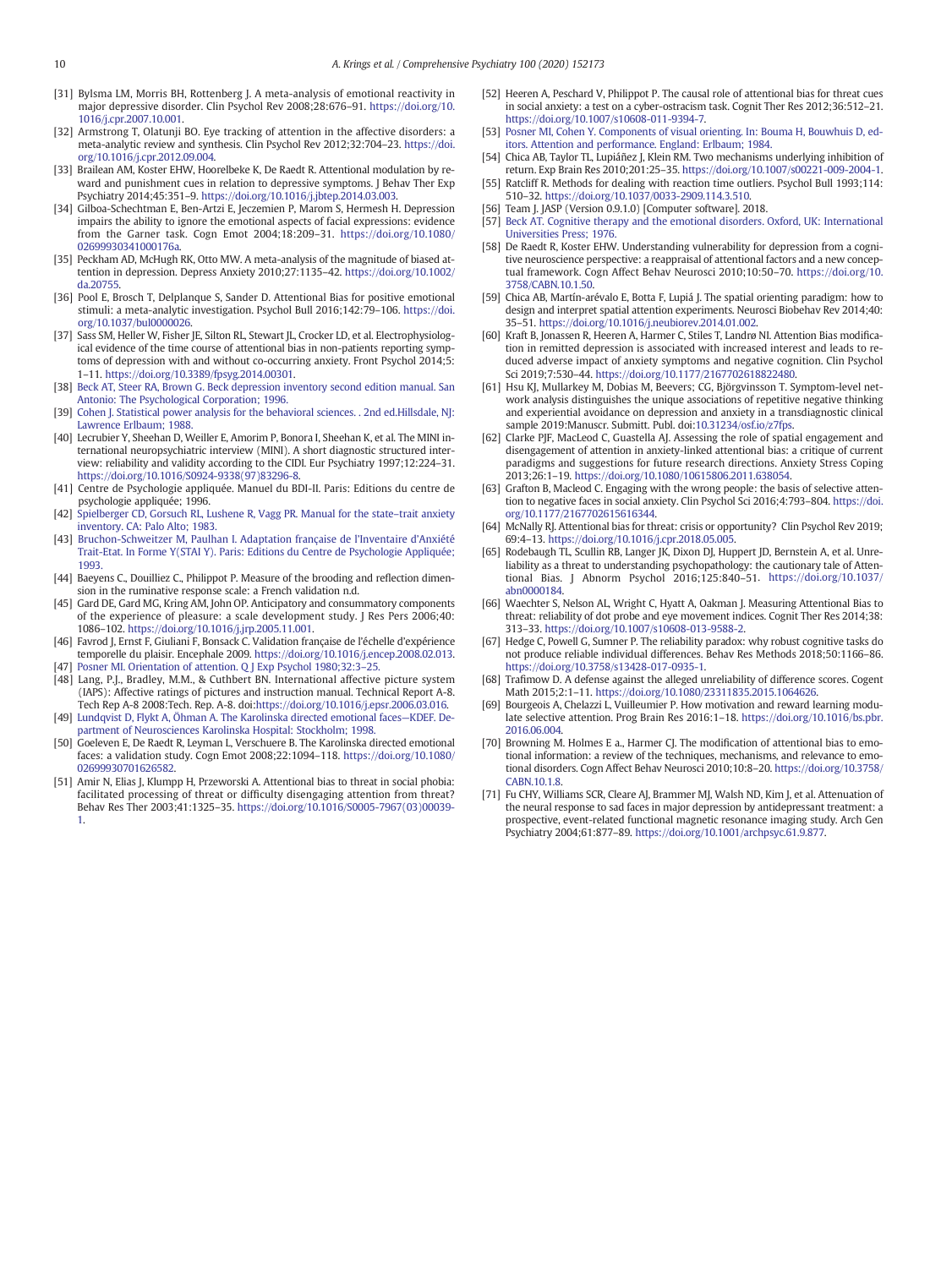[31] Bylsma LM, Morris BH, Rottenberg J. A meta-analysis of emotional reactivity in major depressive disorder. Clin Psychol Rev 2008;28:676–91. https://doi.org/10.1016/j.cpr.2007.10.001.

[32] Armstrong T, Olatunji BO. Eye tracking of attention in the affective disorders: a meta-analytic review and synthesis. Clin Psychol Rev 2012;32:704–23. https://doi.org/10.1016/j.cpr.2012.09.004.

[33] Brailean AM, Koster EHW, Hoorelbeke K, De Raedt R. Attentional modulation by reward and punishment cues in relation to depressive symptoms. J Behav Ther Exp Psychiatry 2014;45:351–9. https://doi.org/10.1016/j.jbtep.2014.03.003.

[34] Gilboa-Schechtman E, Ben-Artzi E, Jeczemien P, Marom S, Hermesh H. Depression impairs the ability to ignore the emotional aspects of facial expressions: evidence from the Garner task. Cogn Emot 2004;18:209–31. https://doi.org/10.1080/02699930341000176a.

[35] Peckham AD, McHugh RK, Otto MW. A meta-analysis of the magnitude of biased attention in depression. Depress Anxiety 2010;27:1135–42. https://doi.org/10.1002/da.20755.

[36] Pool E, Brosch T, Delplanque S, Sander D. Attentional Bias for positive emotional stimuli: a meta-analytic investigation. Psychol Bull 2016;142:79–106. https://doi.org/10.1037/bul0000026.

[37] Sass SM, Heller W, Fisher JE, Silton RL, Stewart JL, Crocker LD, et al. Electrophysiological evidence of the time course of attentional bias in non-patients reporting symptoms of depression with and without co-occurring anxiety. Front Psychol 2014;5:1–11. https://doi.org/10.3389/fpsyg.2014.00301.

[38] Beck AT, Steer RA, Brown G. Beck depression inventory second edition manual. San Antonio: The Psychological Corporation; 1996.

[39] Cohen J. Statistical power analysis for the behavioral sciences. . 2nd ed.Hillsdale, NJ: Lawrence Erlbaum; 1988.

[40] Lecrubier Y, Sheehan D, Weiller E, Amorim P, Bonora I, Sheehan K, et al. The MINI international neuropsychiatric interview (MINI). A short diagnostic structured interview: reliability and validity according to the CIDI. Eur Psychiatry 1997;12:224–31. https://doi.org/10.1016/S0924-9338(97)83296-8.

[41] Centre de Psychologie appliquée. Manuel du BDI-II. Paris: Editions du centre de psychologie appliquée; 1996.

[42] Spielberger CD, Gorsuch RL, Lushene R, Vagg PR. Manual for the state–trait anxiety inventory. CA: Palo Alto; 1983.

[43] Bruchon-Schweitzer M, Paulhan I. Adaptation française de l'Inventaire d'Anxiété Trait-Etat. In Forme Y(STAI Y). Paris: Editions du Centre de Psychologie Appliquée; 1993.

[44] Baeyens C., Douilliez C., Philippot P. Measure of the brooding and reflection dimension in the ruminative response scale: a French validation n.d.

[45] Gard DE, Gard MG, Kring AM, John OP. Anticipatory and consummatory components of the experience of pleasure: a scale development study. J Res Pers 2006;40:1086–102. https://doi.org/10.1016/j.jrp.2005.11.001.

[46] Favrod J, Ernst F, Giuliani F, Bonsack C. Validation française de l'échelle d'expérience temporelle du plaisir. Encephale 2009. https://doi.org/10.1016/j.encep.2008.02.013.

[47] Posner MI. Orientation of attention. Q J Exp Psychol 1980;32:3–25.

[48] Lang, P.J., Bradley, M.M., & Cuthbert BN. International affective picture system (IAPS): Affective ratings of pictures and instruction manual. Technical Report A-8. Tech Rep A-8 2008:Tech. Rep. A-8. doi:https://doi.org/10.1016/j.epsr.2006.03.016.

[49] Lundqvist D, Flykt A, Öhman A. The Karolinska directed emotional faces—KDEF. Department of Neurosciences Karolinska Hospital: Stockholm; 1998.

[50] Goeleven E, De Raedt R, Leyman L, Verschuere B. The Karolinska directed emotional faces: a validation study. Cogn Emot 2008;22:1094–118. https://doi.org/10.1080/02699930701626582.

[51] Amir N, Elias J, Klumpp H, Przeworski A. Attentional bias to threat in social phobia: facilitated processing of threat or difficulty disengaging attention from threat? Behav Res Ther 2003;41:1325–35. https://doi.org/10.1016/S0005-7967(03)00039-1.

[52] Heeren A, Peschard V, Philippot P. The causal role of attentional bias for threat cues in social anxiety: a test on a cyber-ostracism task. Cognit Ther Res 2012;36:512–21. https://doi.org/10.1007/s10608-011-9394-7.

[53] Posner MI, Cohen Y. Components of visual orienting. In: Bouma H, Bouwhuis D, editors. Attention and performance. England: Erlbaum; 1984.

[54] Chica AB, Taylor TL, Lupiáñez J, Klein RM. Two mechanisms underlying inhibition of return. Exp Brain Res 2010;201:25–35. https://doi.org/10.1007/s00221-009-2004-1.

[55] Ratcliff R. Methods for dealing with reaction time outliers. Psychol Bull 1993;114:510–32. https://doi.org/10.1037/0033-2909.114.3.510.

[56] Team J. JASP (Version 0.9.1.0) [Computer software]. 2018.

[57] Beck AT. Cognitive therapy and the emotional disorders. Oxford, UK: International Universities Press; 1976.

[58] De Raedt R, Koster EHW. Understanding vulnerability for depression from a cognitive neuroscience perspective: a reappraisal of attentional factors and a new conceptual framework. Cogn Affect Behav Neurosci 2010;10:50–70. https://doi.org/10.3758/CABN.10.1.50.

[59] Chica AB, Martín-arévalo E, Botta F, Lupiá J. The spatial orienting paradigm: how to design and interpret spatial attention experiments. Neurosci Biobehav Rev 2014;40:35–51. https://doi.org/10.1016/j.neubiorev.2014.01.002.

[60] Kraft B, Jonassen R, Heeren A, Harmer C, Stiles T, Landrø NI. Attention Bias modification in remitted depression is associated with increased interest and leads to reduced adverse impact of anxiety symptoms and negative cognition. Clin Psychol Sci 2019;7:530–44. https://doi.org/10.1177/2167702618822480.

[61] Hsu KJ, Mullarkey M, Dobias M, Beevers; CG, Björgvinsson T. Symptom-level network analysis distinguishes the unique associations of repetitive negative thinking and experiential avoidance on depression and anxiety in a transdiagnostic clinical sample 2019:Manuscr. Submitt. Publ. doi:10.31234/osf.io/z7fps.

[62] Clarke PJF, MacLeod C, Guastella AJ. Assessing the role of spatial engagement and disengagement of attention in anxiety-linked attentional bias: a critique of current paradigms and suggestions for future research directions. Anxiety Stress Coping 2013;26:1–19. https://doi.org/10.1080/10615806.2011.638054.

[63] Grafton B, Macleod C. Engaging with the wrong people: the basis of selective attention to negative faces in social anxiety. Clin Psychol Sci 2016;4:793–804. https://doi.org/10.1177/2167702615616344.

[64] McNally RJ. Attentional bias for threat: crisis or opportunity? Clin Psychol Rev 2019;69:4–13. https://doi.org/10.1016/j.cpr.2018.05.005.

[65] Rodebaugh TL, Scullin RB, Langer JK, Dixon DJ, Huppert JD, Bernstein A, et al. Unreliability as a threat to understanding psychopathology: the cautionary tale of Attentional Bias. J Abnorm Psychol 2016;125:840–51. https://doi.org/10.1037/abn0000184.

[66] Waechter S, Nelson AL, Wright C, Hyatt A, Oakman J. Measuring Attentional Bias to threat: reliability of dot probe and eye movement indices. Cognit Ther Res 2014;38:313–33. https://doi.org/10.1007/s10608-013-9588-2.

[67] Hedge C, Powell G, Sumner P. The reliability paradox: why robust cognitive tasks do not produce reliable individual differences. Behav Res Methods 2018;50:1166–86. https://doi.org/10.3758/s13428-017-0935-1.

[68] Trafimow D. A defense against the alleged unreliability of difference scores. Cogent Math 2015;2:1–11. https://doi.org/10.1080/23311835.2015.1064626.

[69] Bourgeois A, Chelazzi L, Vuilleumier P. How motivation and reward learning modulate selective attention. Prog Brain Res 2016:1–18. https://doi.org/10.1016/bs.pbr.2016.06.004.

[70] Browning M. Holmes E a., Harmer CJ. The modification of attentional bias to emotional information: a review of the techniques, mechanisms, and relevance to emotional disorders. Cogn Affect Behav Neurosci 2010;10:8–20. https://doi.org/10.3758/CABN.10.1.8.

[71] Fu CHY, Williams SCR, Cleare AJ, Brammer MJ, Walsh ND, Kim J, et al. Attenuation of the neural response to sad faces in major depression by antidepressant treatment: a prospective, event-related functional magnetic resonance imaging study. Arch Gen Psychiatry 2004;61:877–89. https://doi.org/10.1001/archpsyc.61.9.877.